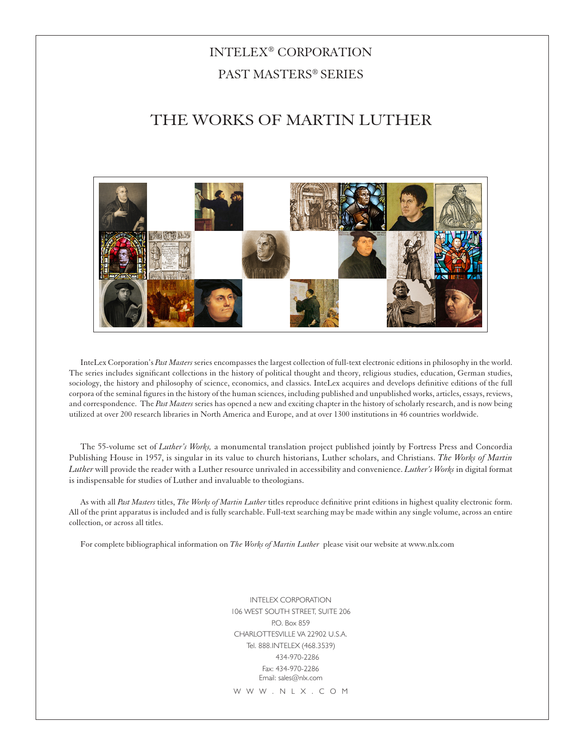# INTELEX® CORPORATION

## PAST MASTERS® SERIES

# THE WORKS OF MARTIN LUTHER

InteLex Corporation's *Past Masters* series encompasses the largest collection of full-text electronic editions in philosophy in the world. The series includes significant collections in the history of political thought and theory, religious studies, education, German studies, sociology, the history and philosophy of science, economics, and classics. InteLex acquires and develops definitive editions of the full corpora of the seminal figures in the history of the human sciences, including published and unpublished works, articles, essays, reviews, and correspondence. The *Past Masters* series has opened a new and exciting chapter in the history of scholarly research, and is now being utilized at over 200 research libraries in North America and Europe, and at over 1300 institutions in 46 countries worldwide.

The 55-volume set of *Luther's Works,* a monumental translation project published jointly by Fortress Press and Concordia Publishing House in 1957, is singular in its value to church historians, Luther scholars, and Christians. *The Works of Martin Luther* will provide the reader with a Luther resource unrivaled in accessibility and convenience. *Luther's Works* in digital format is indispensable for studies of Luther and invaluable to theologians.

As with all *Past Masters* titles, *The Works of Martin Luther* titles reproduce definitive print editions in highest quality electronic form. All of the print apparatus is included and is fully searchable. Full-text searching may be made within any single volume, across an entire collection, or across all titles.

For complete bibliographical information on *The Works of Martin Luther* please visit our website at www.nlx.com

INTELEX CORPORATION
106 WEST SOUTH STREET, SUITE 206
P.O. Box 859
CHARLOTTESVILLE VA 22902 U.S.A.
Tel. 888.INTELEX (468.3539)
434-970-2286
Fax: 434-970-2286
Email: sales@nlx.com

W W W . N L X . C O M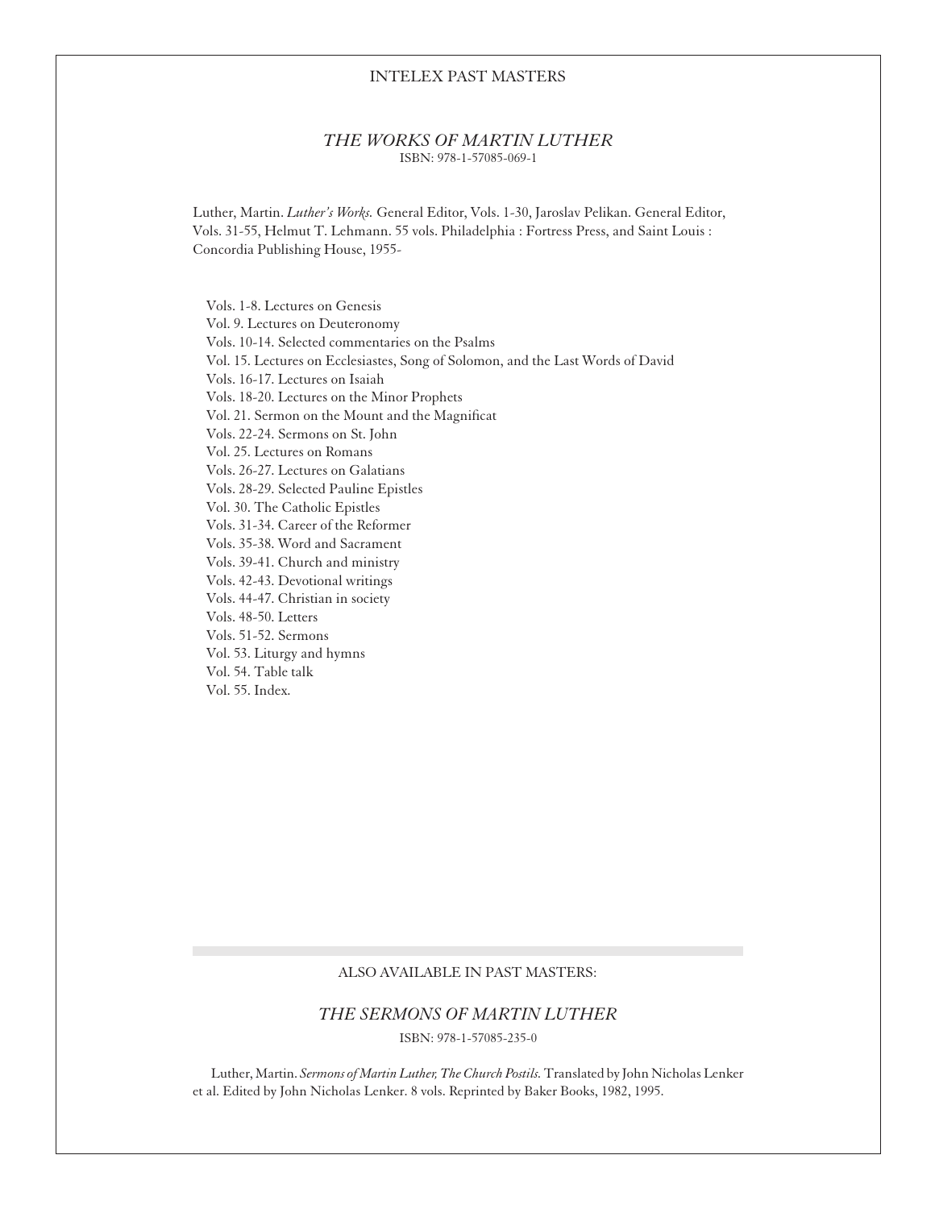INTELEX PAST MASTERS

## *THE WORKS OF MARTIN LUTHER*

ISBN: 978-1-57085-069-1

Luther, Martin. *Luther's Works.* General Editor, Vols. 1-30, Jaroslav Pelikan. General Editor, Vols. 31-55, Helmut T. Lehmann. 55 vols. Philadelphia : Fortress Press, and Saint Louis : Concordia Publishing House, 1955-

Vols. 1-8. Lectures on Genesis
Vol. 9. Lectures on Deuteronomy
Vols. 10-14. Selected commentaries on the Psalms
Vol. 15. Lectures on Ecclesiastes, Song of Solomon, and the Last Words of David
Vols. 16-17. Lectures on Isaiah
Vols. 18-20. Lectures on the Minor Prophets
Vol. 21. Sermon on the Mount and the Magnificat
Vols. 22-24. Sermons on St. John
Vol. 25. Lectures on Romans
Vols. 26-27. Lectures on Galatians
Vols. 28-29. Selected Pauline Epistles
Vol. 30. The Catholic Epistles
Vols. 31-34. Career of the Reformer
Vols. 35-38. Word and Sacrament
Vols. 39-41. Church and ministry
Vols. 42-43. Devotional writings
Vols. 44-47. Christian in society
Vols. 48-50. Letters
Vols. 51-52. Sermons
Vol. 53. Liturgy and hymns
Vol. 54. Table talk
Vol. 55. Index.

---

ALSO AVAILABLE IN PAST MASTERS:

## *THE SERMONS OF MARTIN LUTHER*

ISBN: 978-1-57085-235-0

Luther, Martin. *Sermons of Martin Luther, The Church Postils.* Translated by John Nicholas Lenker et al. Edited by John Nicholas Lenker. 8 vols. Reprinted by Baker Books, 1982, 1995.